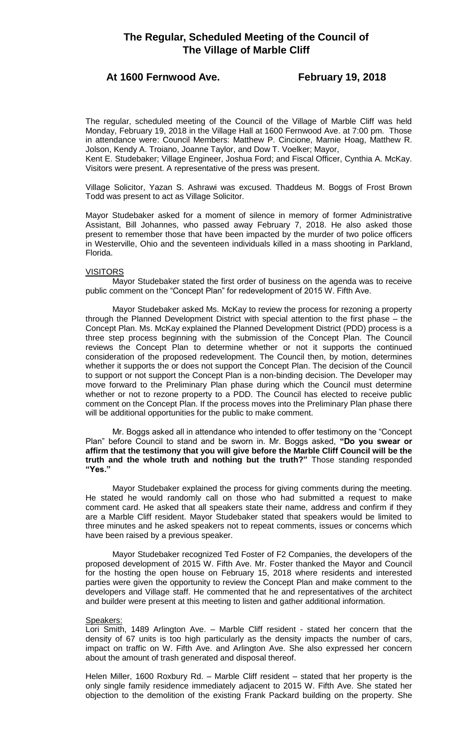# The Regular, Scheduled Meeting of the Council of The Village of Marble Cliff

## At 1600 Fernwood Ave. February 19, 2018

The regular, scheduled meeting of the Council of the Village of Marble Cliff was held Monday, February 19, 2018 in the Village Hall at 1600 Fernwood Ave. at 7:00 pm. Those in attendance were: Council Members: Matthew P. Cincione, Marnie Hoag, Matthew R. Jolson, Kendy A. Troiano, Joanne Taylor, and Dow T. Voelker; Mayor, Kent E. Studebaker; Village Engineer, Joshua Ford; and Fiscal Officer, Cynthia A. McKay. Visitors were present. A representative of the press was present.

Village Solicitor, Yazan S. Ashrawi was excused. Thaddeus M. Boggs of Frost Brown Todd was present to act as Village Solicitor.

Mayor Studebaker asked for a moment of silence in memory of former Administrative Assistant, Bill Johannes, who passed away February 7, 2018. He also asked those present to remember those that have been impacted by the murder of two police officers in Westerville, Ohio and the seventeen individuals killed in a mass shooting in Parkland, Florida.

VISITORS

Mayor Studebaker stated the first order of business on the agenda was to receive public comment on the "Concept Plan" for redevelopment of 2015 W. Fifth Ave.

Mayor Studebaker asked Ms. McKay to review the process for rezoning a property through the Planned Development District with special attention to the first phase – the Concept Plan. Ms. McKay explained the Planned Development District (PDD) process is a three step process beginning with the submission of the Concept Plan. The Council reviews the Concept Plan to determine whether or not it supports the continued consideration of the proposed redevelopment. The Council then, by motion, determines whether it supports the or does not support the Concept Plan. The decision of the Council to support or not support the Concept Plan is a non-binding decision. The Developer may move forward to the Preliminary Plan phase during which the Council must determine whether or not to rezone property to a PDD. The Council has elected to receive public comment on the Concept Plan. If the process moves into the Preliminary Plan phase there will be additional opportunities for the public to make comment.

Mr. Boggs asked all in attendance who intended to offer testimony on the "Concept Plan" before Council to stand and be sworn in. Mr. Boggs asked, **"Do you swear or affirm that the testimony that you will give before the Marble Cliff Council will be the truth and the whole truth and nothing but the truth?"** Those standing responded **"Yes."**

Mayor Studebaker explained the process for giving comments during the meeting. He stated he would randomly call on those who had submitted a request to make comment card. He asked that all speakers state their name, address and confirm if they are a Marble Cliff resident. Mayor Studebaker stated that speakers would be limited to three minutes and he asked speakers not to repeat comments, issues or concerns which have been raised by a previous speaker.

Mayor Studebaker recognized Ted Foster of F2 Companies, the developers of the proposed development of 2015 W. Fifth Ave. Mr. Foster thanked the Mayor and Council for the hosting the open house on February 15, 2018 where residents and interested parties were given the opportunity to review the Concept Plan and make comment to the developers and Village staff. He commented that he and representatives of the architect and builder were present at this meeting to listen and gather additional information.

Speakers:

Lori Smith, 1489 Arlington Ave. – Marble Cliff resident - stated her concern that the density of 67 units is too high particularly as the density impacts the number of cars, impact on traffic on W. Fifth Ave. and Arlington Ave. She also expressed her concern about the amount of trash generated and disposal thereof.

Helen Miller, 1600 Roxbury Rd. – Marble Cliff resident – stated that her property is the only single family residence immediately adjacent to 2015 W. Fifth Ave. She stated her objection to the demolition of the existing Frank Packard building on the property. She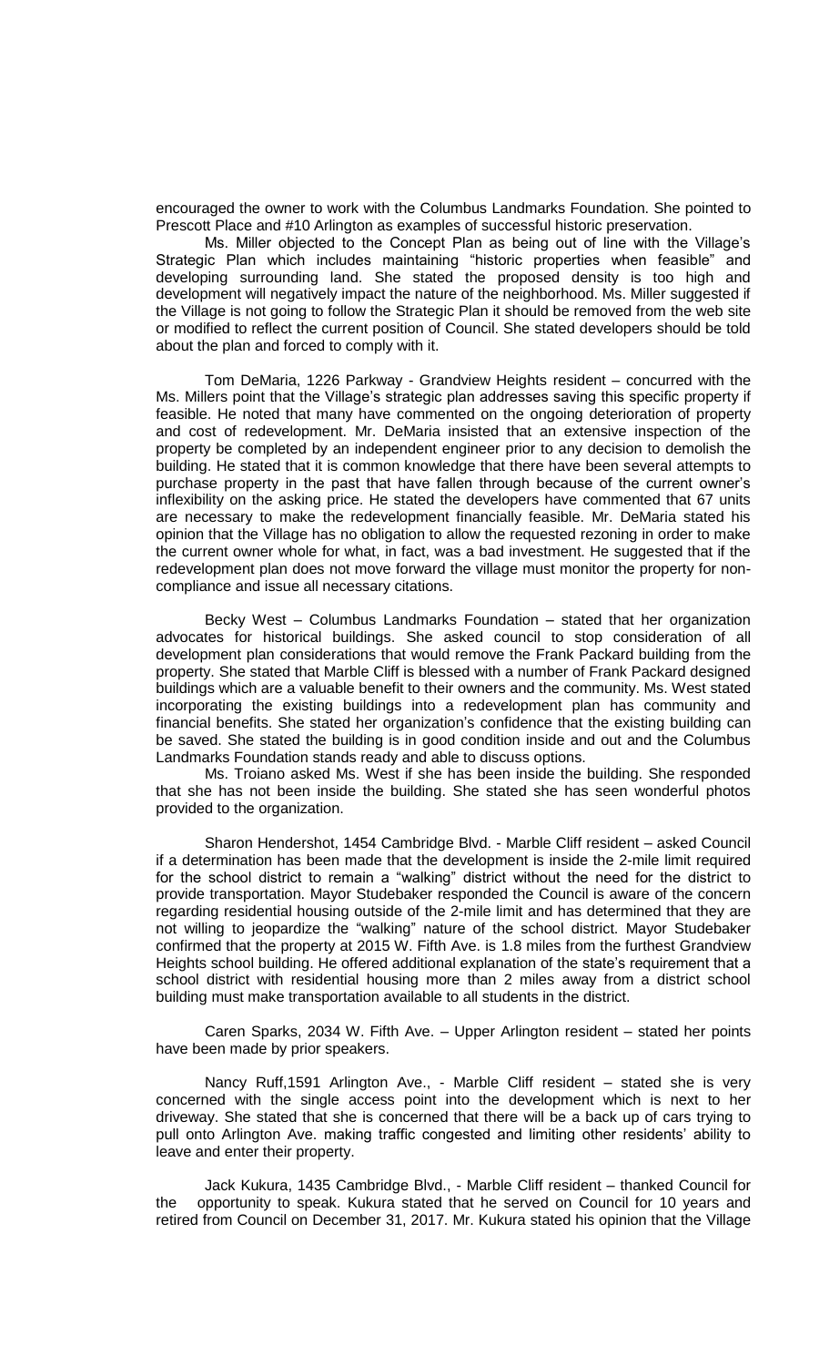encouraged the owner to work with the Columbus Landmarks Foundation. She pointed to Prescott Place and #10 Arlington as examples of successful historic preservation.

Ms. Miller objected to the Concept Plan as being out of line with the Village's Strategic Plan which includes maintaining "historic properties when feasible" and developing surrounding land. She stated the proposed density is too high and development will negatively impact the nature of the neighborhood. Ms. Miller suggested if the Village is not going to follow the Strategic Plan it should be removed from the web site or modified to reflect the current position of Council. She stated developers should be told about the plan and forced to comply with it.

Tom DeMaria, 1226 Parkway - Grandview Heights resident – concurred with the Ms. Millers point that the Village's strategic plan addresses saving this specific property if feasible. He noted that many have commented on the ongoing deterioration of property and cost of redevelopment. Mr. DeMaria insisted that an extensive inspection of the property be completed by an independent engineer prior to any decision to demolish the building. He stated that it is common knowledge that there have been several attempts to purchase property in the past that have fallen through because of the current owner's inflexibility on the asking price. He stated the developers have commented that 67 units are necessary to make the redevelopment financially feasible. Mr. DeMaria stated his opinion that the Village has no obligation to allow the requested rezoning in order to make the current owner whole for what, in fact, was a bad investment. He suggested that if the redevelopment plan does not move forward the village must monitor the property for non-compliance and issue all necessary citations.

Becky West – Columbus Landmarks Foundation – stated that her organization advocates for historical buildings. She asked council to stop consideration of all development plan considerations that would remove the Frank Packard building from the property. She stated that Marble Cliff is blessed with a number of Frank Packard designed buildings which are a valuable benefit to their owners and the community. Ms. West stated incorporating the existing buildings into a redevelopment plan has community and financial benefits. She stated her organization's confidence that the existing building can be saved. She stated the building is in good condition inside and out and the Columbus Landmarks Foundation stands ready and able to discuss options.

Ms. Troiano asked Ms. West if she has been inside the building. She responded that she has not been inside the building. She stated she has seen wonderful photos provided to the organization.

Sharon Hendershot, 1454 Cambridge Blvd. - Marble Cliff resident – asked Council if a determination has been made that the development is inside the 2-mile limit required for the school district to remain a "walking" district without the need for the district to provide transportation. Mayor Studebaker responded the Council is aware of the concern regarding residential housing outside of the 2-mile limit and has determined that they are not willing to jeopardize the "walking" nature of the school district. Mayor Studebaker confirmed that the property at 2015 W. Fifth Ave. is 1.8 miles from the furthest Grandview Heights school building. He offered additional explanation of the state's requirement that a school district with residential housing more than 2 miles away from a district school building must make transportation available to all students in the district.

Caren Sparks, 2034 W. Fifth Ave. – Upper Arlington resident – stated her points have been made by prior speakers.

Nancy Ruff,1591 Arlington Ave., - Marble Cliff resident – stated she is very concerned with the single access point into the development which is next to her driveway. She stated that she is concerned that there will be a back up of cars trying to pull onto Arlington Ave. making traffic congested and limiting other residents' ability to leave and enter their property.

Jack Kukura, 1435 Cambridge Blvd., - Marble Cliff resident – thanked Council for the opportunity to speak. Kukura stated that he served on Council for 10 years and retired from Council on December 31, 2017. Mr. Kukura stated his opinion that the Village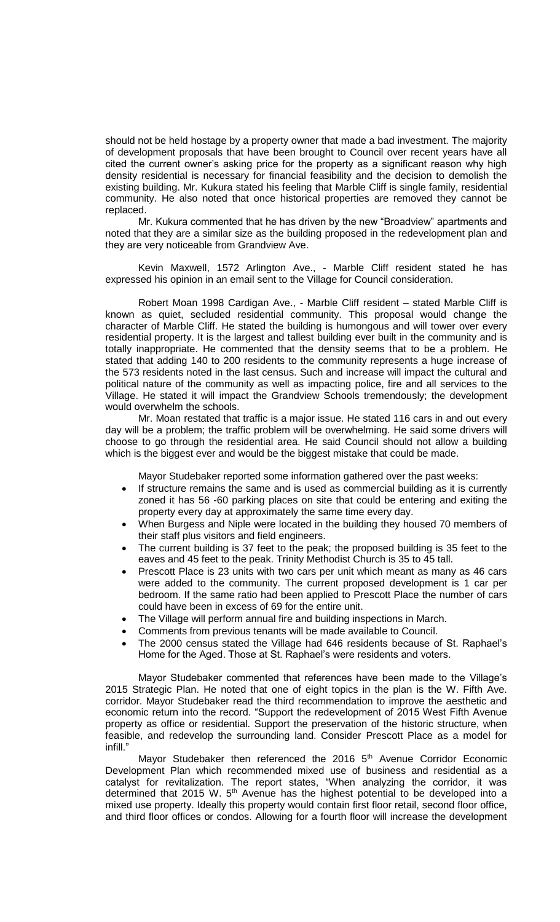should not be held hostage by a property owner that made a bad investment. The majority of development proposals that have been brought to Council over recent years have all cited the current owner's asking price for the property as a significant reason why high density residential is necessary for financial feasibility and the decision to demolish the existing building. Mr. Kukura stated his feeling that Marble Cliff is single family, residential community. He also noted that once historical properties are removed they cannot be replaced.

Mr. Kukura commented that he has driven by the new "Broadview" apartments and noted that they are a similar size as the building proposed in the redevelopment plan and they are very noticeable from Grandview Ave.

Kevin Maxwell, 1572 Arlington Ave., - Marble Cliff resident stated he has expressed his opinion in an email sent to the Village for Council consideration.

Robert Moan 1998 Cardigan Ave., - Marble Cliff resident – stated Marble Cliff is known as quiet, secluded residential community. This proposal would change the character of Marble Cliff. He stated the building is humongous and will tower over every residential property. It is the largest and tallest building ever built in the community and is totally inappropriate. He commented that the density seems that to be a problem. He stated that adding 140 to 200 residents to the community represents a huge increase of the 573 residents noted in the last census. Such and increase will impact the cultural and political nature of the community as well as impacting police, fire and all services to the Village. He stated it will impact the Grandview Schools tremendously; the development would overwhelm the schools.

Mr. Moan restated that traffic is a major issue. He stated 116 cars in and out every day will be a problem; the traffic problem will be overwhelming. He said some drivers will choose to go through the residential area. He said Council should not allow a building which is the biggest ever and would be the biggest mistake that could be made.

Mayor Studebaker reported some information gathered over the past weeks:

- If structure remains the same and is used as commercial building as it is currently zoned it has 56 -60 parking places on site that could be entering and exiting the property every day at approximately the same time every day.
- When Burgess and Niple were located in the building they housed 70 members of their staff plus visitors and field engineers.
- The current building is 37 feet to the peak; the proposed building is 35 feet to the eaves and 45 feet to the peak. Trinity Methodist Church is 35 to 45 tall.
- Prescott Place is 23 units with two cars per unit which meant as many as 46 cars were added to the community. The current proposed development is 1 car per bedroom. If the same ratio had been applied to Prescott Place the number of cars could have been in excess of 69 for the entire unit.
- The Village will perform annual fire and building inspections in March.
- Comments from previous tenants will be made available to Council.
- The 2000 census stated the Village had 646 residents because of St. Raphael's Home for the Aged. Those at St. Raphael's were residents and voters.

Mayor Studebaker commented that references have been made to the Village's 2015 Strategic Plan. He noted that one of eight topics in the plan is the W. Fifth Ave. corridor. Mayor Studebaker read the third recommendation to improve the aesthetic and economic return into the record. "Support the redevelopment of 2015 West Fifth Avenue property as office or residential. Support the preservation of the historic structure, when feasible, and redevelop the surrounding land. Consider Prescott Place as a model for infill."

Mayor Studebaker then referenced the 2016 5th Avenue Corridor Economic Development Plan which recommended mixed use of business and residential as a catalyst for revitalization. The report states, "When analyzing the corridor, it was determined that 2015 W. 5th Avenue has the highest potential to be developed into a mixed use property. Ideally this property would contain first floor retail, second floor office, and third floor offices or condos. Allowing for a fourth floor will increase the development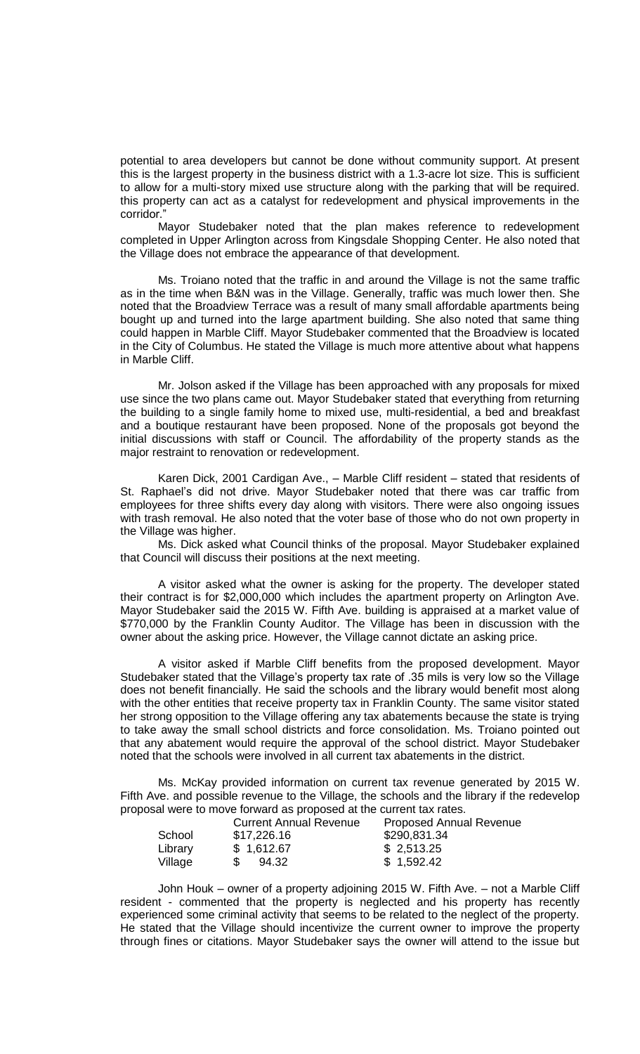potential to area developers but cannot be done without community support. At present this is the largest property in the business district with a 1.3-acre lot size. This is sufficient to allow for a multi-story mixed use structure along with the parking that will be required. this property can act as a catalyst for redevelopment and physical improvements in the corridor."

Mayor Studebaker noted that the plan makes reference to redevelopment completed in Upper Arlington across from Kingsdale Shopping Center. He also noted that the Village does not embrace the appearance of that development.

Ms. Troiano noted that the traffic in and around the Village is not the same traffic as in the time when B&N was in the Village. Generally, traffic was much lower then. She noted that the Broadview Terrace was a result of many small affordable apartments being bought up and turned into the large apartment building. She also noted that same thing could happen in Marble Cliff. Mayor Studebaker commented that the Broadview is located in the City of Columbus. He stated the Village is much more attentive about what happens in Marble Cliff.

Mr. Jolson asked if the Village has been approached with any proposals for mixed use since the two plans came out. Mayor Studebaker stated that everything from returning the building to a single family home to mixed use, multi-residential, a bed and breakfast and a boutique restaurant have been proposed. None of the proposals got beyond the initial discussions with staff or Council. The affordability of the property stands as the major restraint to renovation or redevelopment.

Karen Dick, 2001 Cardigan Ave., – Marble Cliff resident – stated that residents of St. Raphael's did not drive. Mayor Studebaker noted that there was car traffic from employees for three shifts every day along with visitors. There were also ongoing issues with trash removal. He also noted that the voter base of those who do not own property in the Village was higher.

Ms. Dick asked what Council thinks of the proposal. Mayor Studebaker explained that Council will discuss their positions at the next meeting.

A visitor asked what the owner is asking for the property. The developer stated their contract is for $2,000,000 which includes the apartment property on Arlington Ave. Mayor Studebaker said the 2015 W. Fifth Ave. building is appraised at a market value of $770,000 by the Franklin County Auditor. The Village has been in discussion with the owner about the asking price. However, the Village cannot dictate an asking price.

A visitor asked if Marble Cliff benefits from the proposed development. Mayor Studebaker stated that the Village's property tax rate of .35 mils is very low so the Village does not benefit financially. He said the schools and the library would benefit most along with the other entities that receive property tax in Franklin County. The same visitor stated her strong opposition to the Village offering any tax abatements because the state is trying to take away the small school districts and force consolidation. Ms. Troiano pointed out that any abatement would require the approval of the school district. Mayor Studebaker noted that the schools were involved in all current tax abatements in the district.

Ms. McKay provided information on current tax revenue generated by 2015 W. Fifth Ave. and possible revenue to the Village, the schools and the library if the redevelop proposal were to move forward as proposed at the current tax rates.

| | Current Annual Revenue | Proposed Annual Revenue |
|---|---|---|
| School | $17,226.16 | $290,831.34 |
| Library | $ 1,612.67 | $ 2,513.25 |
| Village | $ 94.32 | $ 1,592.42 |

John Houk – owner of a property adjoining 2015 W. Fifth Ave. – not a Marble Cliff resident - commented that the property is neglected and his property has recently experienced some criminal activity that seems to be related to the neglect of the property. He stated that the Village should incentivize the current owner to improve the property through fines or citations. Mayor Studebaker says the owner will attend to the issue but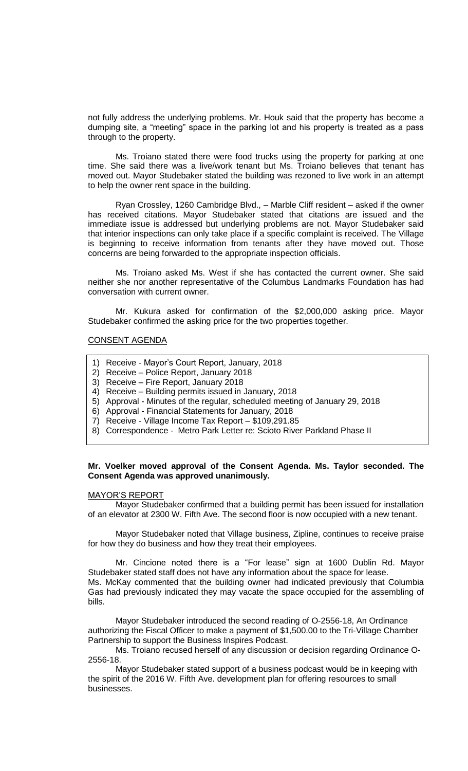not fully address the underlying problems. Mr. Houk said that the property has become a dumping site, a "meeting" space in the parking lot and his property is treated as a pass through to the property.

Ms. Troiano stated there were food trucks using the property for parking at one time. She said there was a live/work tenant but Ms. Troiano believes that tenant has moved out. Mayor Studebaker stated the building was rezoned to live work in an attempt to help the owner rent space in the building.

Ryan Crossley, 1260 Cambridge Blvd., – Marble Cliff resident – asked if the owner has received citations. Mayor Studebaker stated that citations are issued and the immediate issue is addressed but underlying problems are not. Mayor Studebaker said that interior inspections can only take place if a specific complaint is received. The Village is beginning to receive information from tenants after they have moved out. Those concerns are being forwarded to the appropriate inspection officials.

Ms. Troiano asked Ms. West if she has contacted the current owner. She said neither she nor another representative of the Columbus Landmarks Foundation has had conversation with current owner.

Mr. Kukura asked for confirmation of the $2,000,000 asking price. Mayor Studebaker confirmed the asking price for the two properties together.

CONSENT AGENDA

1) Receive - Mayor's Court Report, January, 2018
2) Receive – Police Report, January 2018
3) Receive – Fire Report, January 2018
4) Receive – Building permits issued in January, 2018
5) Approval - Minutes of the regular, scheduled meeting of January 29, 2018
6) Approval - Financial Statements for January, 2018
7) Receive - Village Income Tax Report – $109,291.85
8) Correspondence - Metro Park Letter re: Scioto River Parkland Phase II

**Mr. Voelker moved approval of the Consent Agenda. Ms. Taylor seconded. The Consent Agenda was approved unanimously.**

MAYOR'S REPORT

Mayor Studebaker confirmed that a building permit has been issued for installation of an elevator at 2300 W. Fifth Ave. The second floor is now occupied with a new tenant.

Mayor Studebaker noted that Village business, Zipline, continues to receive praise for how they do business and how they treat their employees.

Mr. Cincione noted there is a "For lease" sign at 1600 Dublin Rd. Mayor Studebaker stated staff does not have any information about the space for lease. Ms. McKay commented that the building owner had indicated previously that Columbia Gas had previously indicated they may vacate the space occupied for the assembling of bills.

Mayor Studebaker introduced the second reading of O-2556-18, An Ordinance authorizing the Fiscal Officer to make a payment of $1,500.00 to the Tri-Village Chamber Partnership to support the Business Inspires Podcast.

Ms. Troiano recused herself of any discussion or decision regarding Ordinance O-2556-18.

Mayor Studebaker stated support of a business podcast would be in keeping with the spirit of the 2016 W. Fifth Ave. development plan for offering resources to small businesses.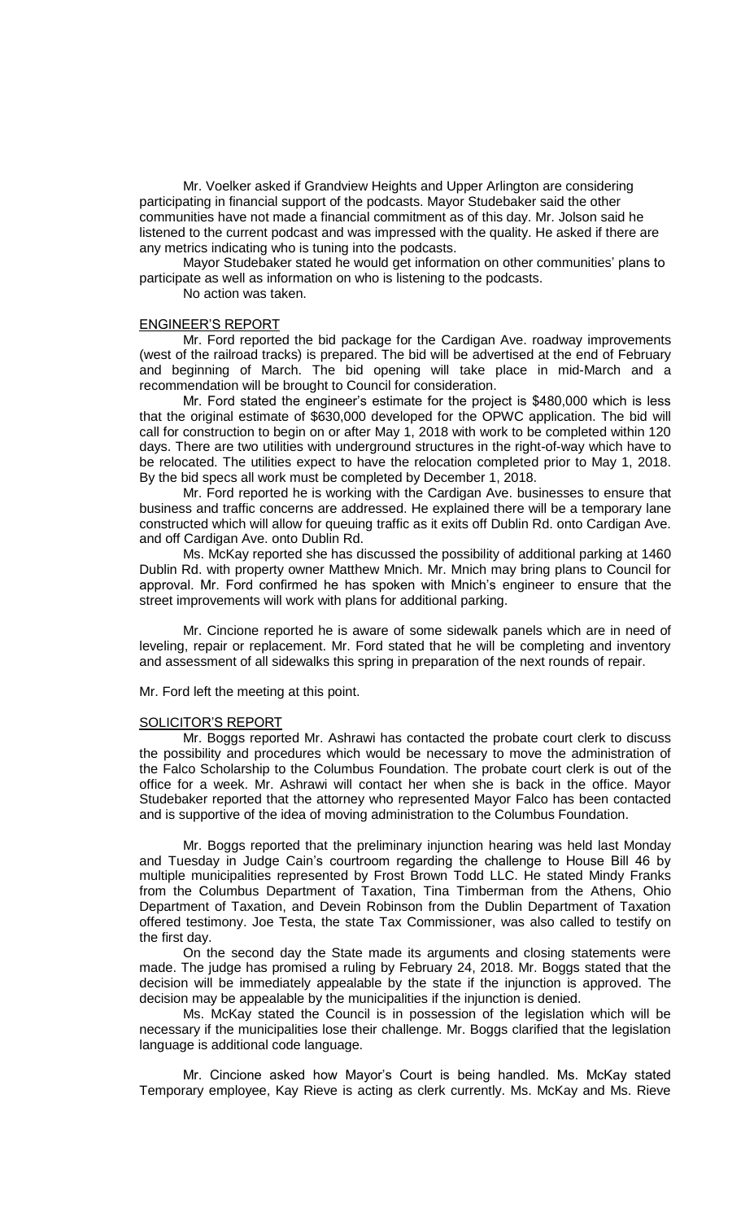Mr. Voelker asked if Grandview Heights and Upper Arlington are considering participating in financial support of the podcasts. Mayor Studebaker said the other communities have not made a financial commitment as of this day. Mr. Jolson said he listened to the current podcast and was impressed with the quality. He asked if there are any metrics indicating who is tuning into the podcasts.

Mayor Studebaker stated he would get information on other communities' plans to participate as well as information on who is listening to the podcasts.

No action was taken.

ENGINEER'S REPORT

Mr. Ford reported the bid package for the Cardigan Ave. roadway improvements (west of the railroad tracks) is prepared. The bid will be advertised at the end of February and beginning of March. The bid opening will take place in mid-March and a recommendation will be brought to Council for consideration.

Mr. Ford stated the engineer's estimate for the project is $480,000 which is less that the original estimate of $630,000 developed for the OPWC application. The bid will call for construction to begin on or after May 1, 2018 with work to be completed within 120 days. There are two utilities with underground structures in the right-of-way which have to be relocated. The utilities expect to have the relocation completed prior to May 1, 2018. By the bid specs all work must be completed by December 1, 2018.

Mr. Ford reported he is working with the Cardigan Ave. businesses to ensure that business and traffic concerns are addressed. He explained there will be a temporary lane constructed which will allow for queuing traffic as it exits off Dublin Rd. onto Cardigan Ave. and off Cardigan Ave. onto Dublin Rd.

Ms. McKay reported she has discussed the possibility of additional parking at 1460 Dublin Rd. with property owner Matthew Mnich. Mr. Mnich may bring plans to Council for approval. Mr. Ford confirmed he has spoken with Mnich's engineer to ensure that the street improvements will work with plans for additional parking.

Mr. Cincione reported he is aware of some sidewalk panels which are in need of leveling, repair or replacement. Mr. Ford stated that he will be completing and inventory and assessment of all sidewalks this spring in preparation of the next rounds of repair.

Mr. Ford left the meeting at this point.

SOLICITOR'S REPORT

Mr. Boggs reported Mr. Ashrawi has contacted the probate court clerk to discuss the possibility and procedures which would be necessary to move the administration of the Falco Scholarship to the Columbus Foundation. The probate court clerk is out of the office for a week. Mr. Ashrawi will contact her when she is back in the office. Mayor Studebaker reported that the attorney who represented Mayor Falco has been contacted and is supportive of the idea of moving administration to the Columbus Foundation.

Mr. Boggs reported that the preliminary injunction hearing was held last Monday and Tuesday in Judge Cain's courtroom regarding the challenge to House Bill 46 by multiple municipalities represented by Frost Brown Todd LLC. He stated Mindy Franks from the Columbus Department of Taxation, Tina Timberman from the Athens, Ohio Department of Taxation, and Devein Robinson from the Dublin Department of Taxation offered testimony. Joe Testa, the state Tax Commissioner, was also called to testify on the first day.

On the second day the State made its arguments and closing statements were made. The judge has promised a ruling by February 24, 2018. Mr. Boggs stated that the decision will be immediately appealable by the state if the injunction is approved. The decision may be appealable by the municipalities if the injunction is denied.

Ms. McKay stated the Council is in possession of the legislation which will be necessary if the municipalities lose their challenge. Mr. Boggs clarified that the legislation language is additional code language.

Mr. Cincione asked how Mayor's Court is being handled. Ms. McKay stated Temporary employee, Kay Rieve is acting as clerk currently. Ms. McKay and Ms. Rieve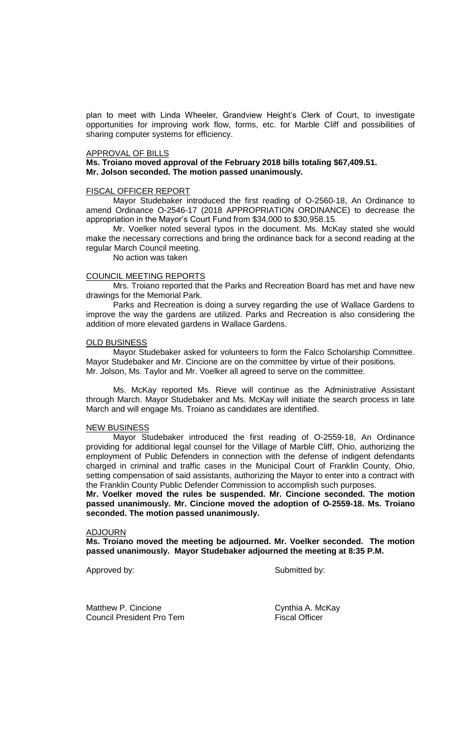plan to meet with Linda Wheeler, Grandview Height's Clerk of Court, to investigate opportunities for improving work flow, forms, etc. for Marble Cliff and possibilities of sharing computer systems for efficiency.

APPROVAL OF BILLS

**Ms. Troiano moved approval of the February 2018 bills totaling $67,409.51. Mr. Jolson seconded. The motion passed unanimously.**

FISCAL OFFICER REPORT

Mayor Studebaker introduced the first reading of O-2560-18, An Ordinance to amend Ordinance O-2546-17 (2018 APPROPRIATION ORDINANCE) to decrease the appropriation in the Mayor's Court Fund from $34,000 to $30,958.15.

Mr. Voelker noted several typos in the document. Ms. McKay stated she would make the necessary corrections and bring the ordinance back for a second reading at the regular March Council meeting.

No action was taken

COUNCIL MEETING REPORTS

Mrs. Troiano reported that the Parks and Recreation Board has met and have new drawings for the Memorial Park.

Parks and Recreation is doing a survey regarding the use of Wallace Gardens to improve the way the gardens are utilized. Parks and Recreation is also considering the addition of more elevated gardens in Wallace Gardens.

OLD BUSINESS

Mayor Studebaker asked for volunteers to form the Falco Scholarship Committee. Mayor Studebaker and Mr. Cincione are on the committee by virtue of their positions. Mr. Jolson, Ms. Taylor and Mr. Voelker all agreed to serve on the committee.

Ms. McKay reported Ms. Rieve will continue as the Administrative Assistant through March. Mayor Studebaker and Ms. McKay will initiate the search process in late March and will engage Ms. Troiano as candidates are identified.

NEW BUSINESS

Mayor Studebaker introduced the first reading of O-2559-18, An Ordinance providing for additional legal counsel for the Village of Marble Cliff, Ohio, authorizing the employment of Public Defenders in connection with the defense of indigent defendants charged in criminal and traffic cases in the Municipal Court of Franklin County, Ohio, setting compensation of said assistants, authorizing the Mayor to enter into a contract with the Franklin County Public Defender Commission to accomplish such purposes.

**Mr. Voelker moved the rules be suspended. Mr. Cincione seconded. The motion passed unanimously. Mr. Cincione moved the adoption of O-2559-18. Ms. Troiano seconded. The motion passed unanimously.**

ADJOURN

**Ms. Troiano moved the meeting be adjourned. Mr. Voelker seconded. The motion passed unanimously. Mayor Studebaker adjourned the meeting at 8:35 P.M.**

Approved by: Submitted by:

Matthew P. Cincione
Council President Pro Tem

Cynthia A. McKay
Fiscal Officer